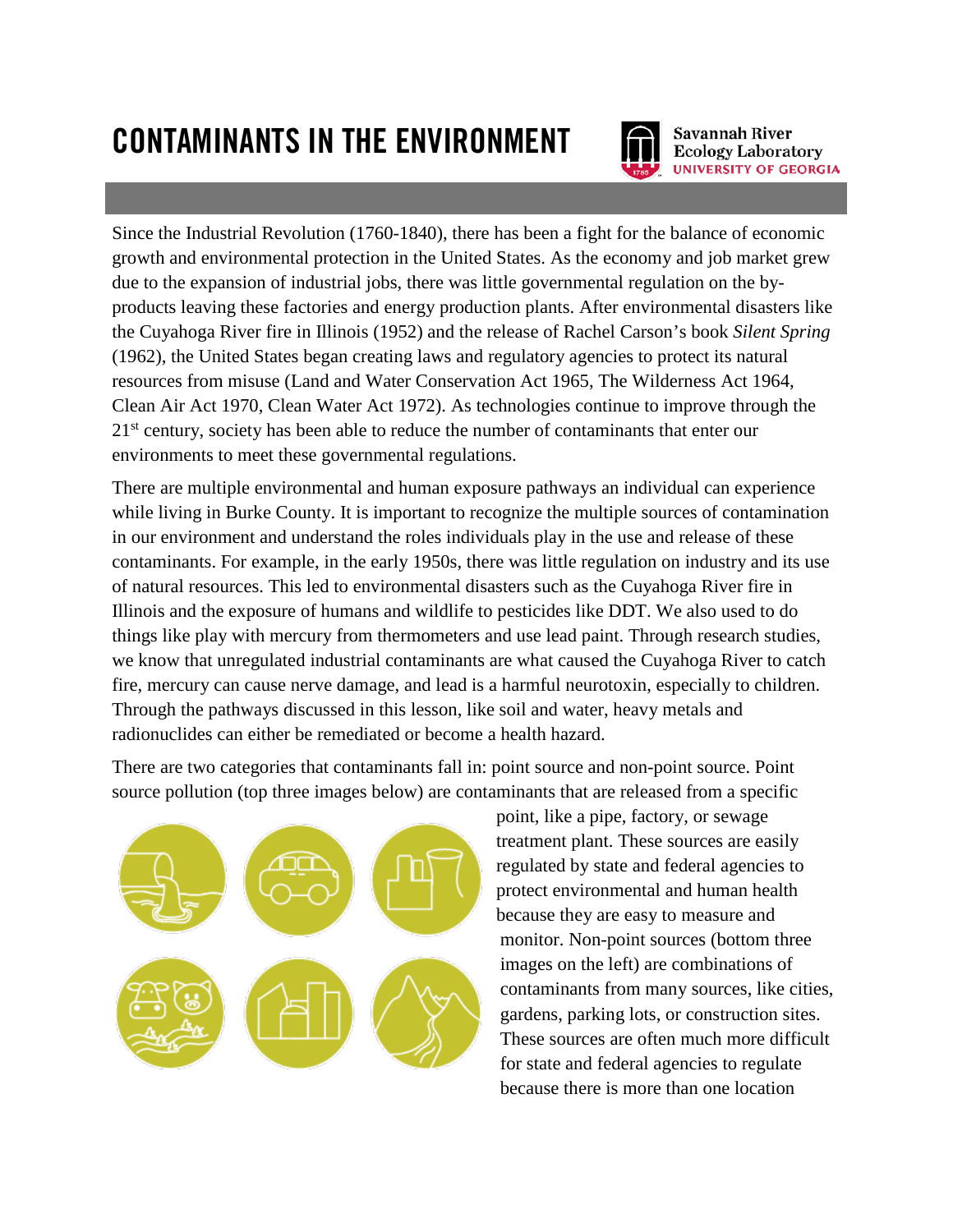# CONTAMINANTS IN THE ENVIRONMENT

Savannah River Ecology Laboratory
UNIVERSITY OF GEORGIA

Since the Industrial Revolution (1760-1840), there has been a fight for the balance of economic growth and environmental protection in the United States. As the economy and job market grew due to the expansion of industrial jobs, there was little governmental regulation on the by-products leaving these factories and energy production plants. After environmental disasters like the Cuyahoga River fire in Illinois (1952) and the release of Rachel Carson's book *Silent Spring* (1962), the United States began creating laws and regulatory agencies to protect its natural resources from misuse (Land and Water Conservation Act 1965, The Wilderness Act 1964, Clean Air Act 1970, Clean Water Act 1972). As technologies continue to improve through the 21st century, society has been able to reduce the number of contaminants that enter our environments to meet these governmental regulations.

There are multiple environmental and human exposure pathways an individual can experience while living in Burke County. It is important to recognize the multiple sources of contamination in our environment and understand the roles individuals play in the use and release of these contaminants. For example, in the early 1950s, there was little regulation on industry and its use of natural resources. This led to environmental disasters such as the Cuyahoga River fire in Illinois and the exposure of humans and wildlife to pesticides like DDT. We also used to do things like play with mercury from thermometers and use lead paint. Through research studies, we know that unregulated industrial contaminants are what caused the Cuyahoga River to catch fire, mercury can cause nerve damage, and lead is a harmful neurotoxin, especially to children. Through the pathways discussed in this lesson, like soil and water, heavy metals and radionuclides can either be remediated or become a health hazard.

There are two categories that contaminants fall in: point source and non-point source. Point source pollution (top three images below) are contaminants that are released from a specific point, like a pipe, factory, or sewage treatment plant. These sources are easily regulated by state and federal agencies to protect environmental and human health because they are easy to measure and monitor. Non-point sources (bottom three images on the left) are combinations of contaminants from many sources, like cities, gardens, parking lots, or construction sites. These sources are often much more difficult for state and federal agencies to regulate because there is more than one location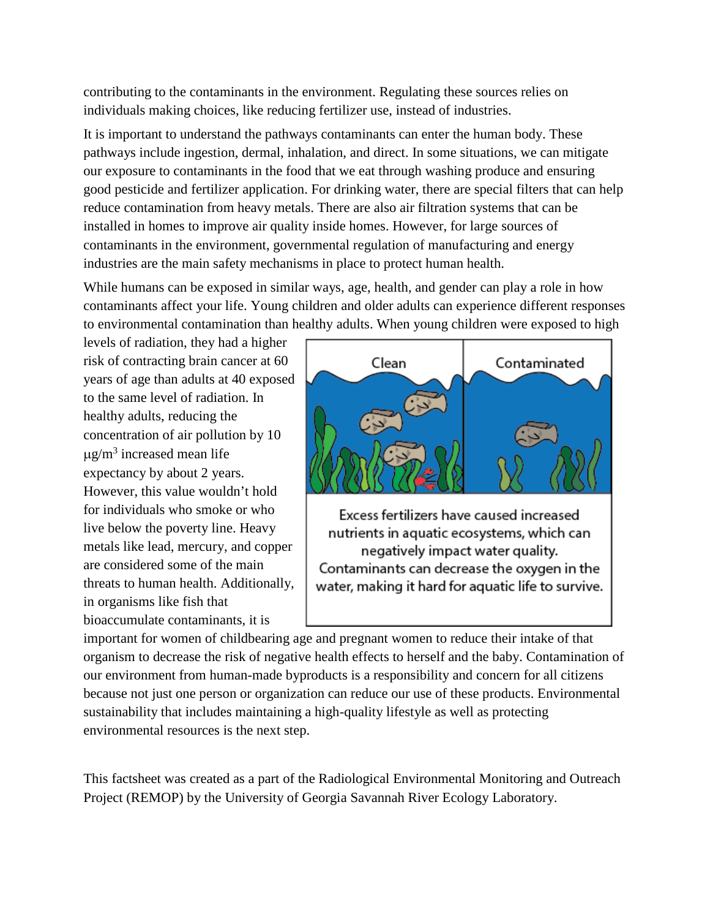contributing to the contaminants in the environment. Regulating these sources relies on individuals making choices, like reducing fertilizer use, instead of industries.

It is important to understand the pathways contaminants can enter the human body. These pathways include ingestion, dermal, inhalation, and direct. In some situations, we can mitigate our exposure to contaminants in the food that we eat through washing produce and ensuring good pesticide and fertilizer application. For drinking water, there are special filters that can help reduce contamination from heavy metals. There are also air filtration systems that can be installed in homes to improve air quality inside homes. However, for large sources of contaminants in the environment, governmental regulation of manufacturing and energy industries are the main safety mechanisms in place to protect human health.

While humans can be exposed in similar ways, age, health, and gender can play a role in how contaminants affect your life. Young children and older adults can experience different responses to environmental contamination than healthy adults. When young children were exposed to high levels of radiation, they had a higher risk of contracting brain cancer at 60 years of age than adults at 40 exposed to the same level of radiation. In healthy adults, reducing the concentration of air pollution by 10 μg/m$^3$ increased mean life expectancy by about 2 years. However, this value wouldn't hold for individuals who smoke or who live below the poverty line. Heavy metals like lead, mercury, and copper are considered some of the main threats to human health. Additionally, in organisms like fish that bioaccumulate contaminants, it is important for women of childbearing age and pregnant women to reduce their intake of that organism to decrease the risk of negative health effects to herself and the baby. Contamination of our environment from human-made byproducts is a responsibility and concern for all citizens because not just one person or organization can reduce our use of these products. Environmental sustainability that includes maintaining a high-quality lifestyle as well as protecting environmental resources is the next step.

Clean

Contaminated

Excess fertilizers have caused increased nutrients in aquatic ecosystems, which can negatively impact water quality. Contaminants can decrease the oxygen in the water, making it hard for aquatic life to survive.

This factsheet was created as a part of the Radiological Environmental Monitoring and Outreach Project (REMOP) by the University of Georgia Savannah River Ecology Laboratory.